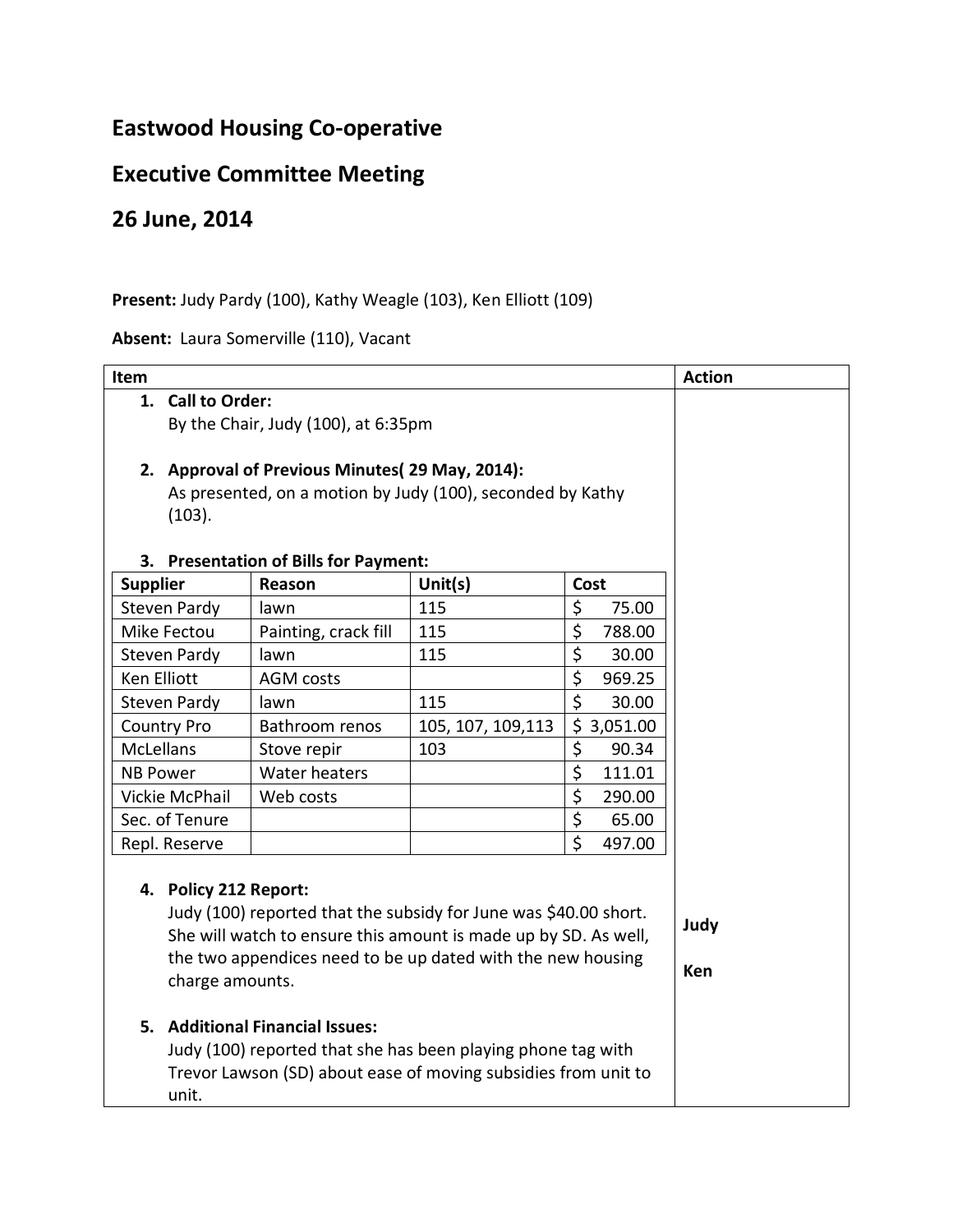# Eastwood Housing Co-operative

## Executive Committee Meeting

## 26 June, 2014

**Present:** Judy Pardy (100), Kathy Weagle (103), Ken Elliott (109)

**Absent:** Laura Somerville (110), Vacant

| Item | Action |
|---|---|
| **1. Call to Order:** By the Chair, Judy (100), at 6:35pm | |
| **2. Approval of Previous Minutes( 29 May, 2014):** As presented, on a motion by Judy (100), seconded by Kathy (103). | |
| **3. Presentation of Bills for Payment:** | |

| Supplier | Reason | Unit(s) | Cost |
|---|---|---|---|
| Steven Pardy | lawn | 115 | $ 75.00 |
| Mike Fectou | Painting, crack fill | 115 | $ 788.00 |
| Steven Pardy | lawn | 115 | $ 30.00 |
| Ken Elliott | AGM costs | | $ 969.25 |
| Steven Pardy | lawn | 115 | $ 30.00 |
| Country Pro | Bathroom renos | 105, 107, 109,113 | $ 3,051.00 |
| McLellans | Stove repir | 103 | $ 90.34 |
| NB Power | Water heaters | | $ 111.01 |
| Vickie McPhail | Web costs | | $ 290.00 |
| Sec. of Tenure | | | $ 65.00 |
| Repl. Reserve | | | $ 497.00 |

| Item | Action |
|---|---|
| **4. Policy 212 Report:** Judy (100) reported that the subsidy for June was $40.00 short. She will watch to ensure this amount is made up by SD. As well, the two appendices need to be up dated with the new housing charge amounts. | **Judy** <br> **Ken** |
| **5. Additional Financial Issues:** Judy (100) reported that she has been playing phone tag with Trevor Lawson (SD) about ease of moving subsidies from unit to unit. | |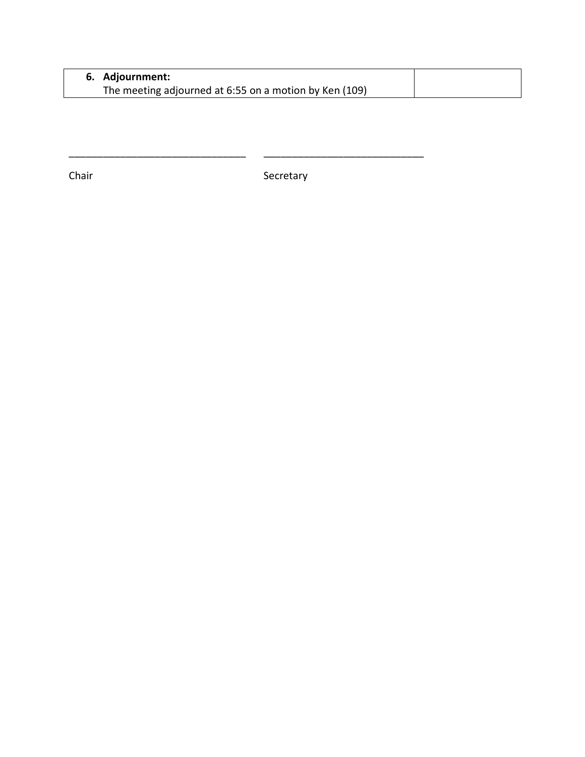| | |
|---|---|
| **6. Adjournment:**<br>The meeting adjourned at 6:55 on a motion by Ken (109) | |

\_\_\_\_\_\_\_\_\_\_\_\_\_\_\_\_\_\_\_\_\_\_\_\_\_\_\_\_\_\_\_\_ \_\_\_\_\_\_\_\_\_\_\_\_\_\_\_\_\_\_\_\_\_\_\_\_\_\_\_\_\_\_

Chair Secretary